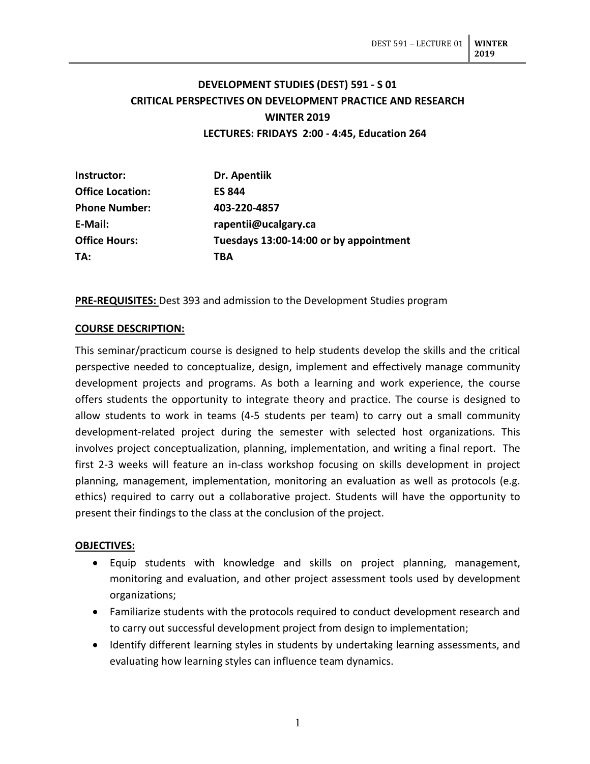# DEVELOPMENT STUDIES (DEST) 591 - S 01
# CRITICAL PERSPECTIVES ON DEVELOPMENT PRACTICE AND RESEARCH
# WINTER 2019
## LECTURES: FRIDAYS 2:00 - 4:45, Education 264

| | |
|---|---|
| **Instructor:** | **Dr. Apentiik** |
| **Office Location:** | **ES 844** |
| **Phone Number:** | **403-220-4857** |
| **E-Mail:** | **rapentii@ucalgary.ca** |
| **Office Hours:** | **Tuesdays 13:00-14:00 or by appointment** |
| **TA:** | **TBA** |

**PRE-REQUISITES:** Dest 393 and admission to the Development Studies program

**COURSE DESCRIPTION:**

This seminar/practicum course is designed to help students develop the skills and the critical perspective needed to conceptualize, design, implement and effectively manage community development projects and programs. As both a learning and work experience, the course offers students the opportunity to integrate theory and practice. The course is designed to allow students to work in teams (4-5 students per team) to carry out a small community development-related project during the semester with selected host organizations. This involves project conceptualization, planning, implementation, and writing a final report. The first 2-3 weeks will feature an in-class workshop focusing on skills development in project planning, management, implementation, monitoring an evaluation as well as protocols (e.g. ethics) required to carry out a collaborative project. Students will have the opportunity to present their findings to the class at the conclusion of the project.

**OBJECTIVES:**

- Equip students with knowledge and skills on project planning, management, monitoring and evaluation, and other project assessment tools used by development organizations;
- Familiarize students with the protocols required to conduct development research and to carry out successful development project from design to implementation;
- Identify different learning styles in students by undertaking learning assessments, and evaluating how learning styles can influence team dynamics.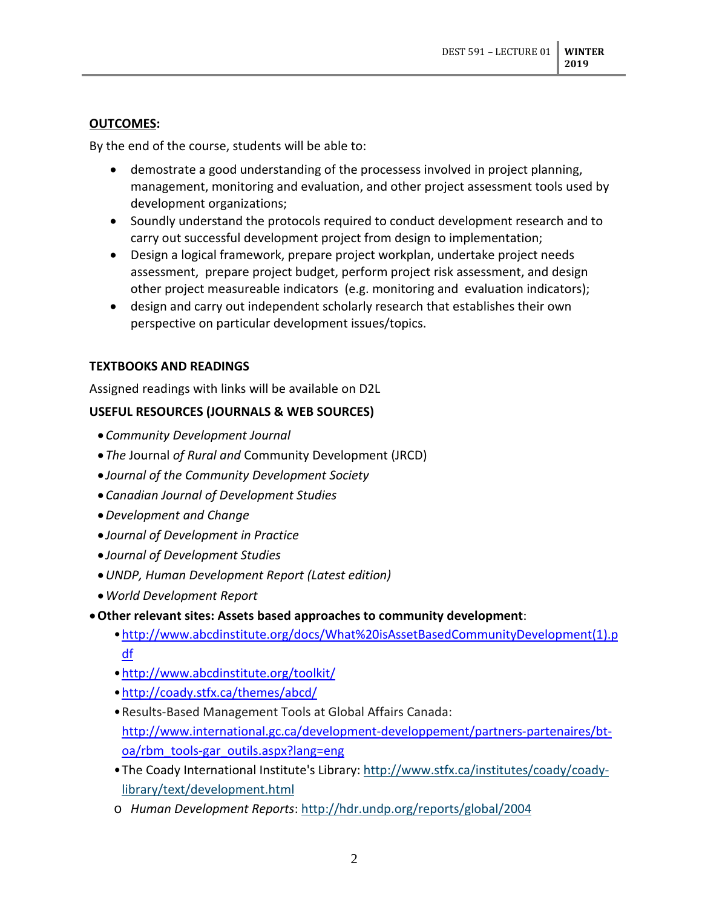**OUTCOMES:**

By the end of the course, students will be able to:

- demostrate a good understanding of the processess involved in project planning, management, monitoring and evaluation, and other project assessment tools used by development organizations;
- Soundly understand the protocols required to conduct development research and to carry out successful development project from design to implementation;
- Design a logical framework, prepare project workplan, undertake project needs assessment, prepare project budget, perform project risk assessment, and design other project measureable indicators (e.g. monitoring and evaluation indicators);
- design and carry out independent scholarly research that establishes their own perspective on particular development issues/topics.

**TEXTBOOKS AND READINGS**

Assigned readings with links will be available on D2L

**USEFUL RESOURCES (JOURNALS & WEB SOURCES)**

- *Community Development Journal*
- *The* Journal *of Rural and* Community Development (JRCD)
- *Journal of the Community Development Society*
- *Canadian Journal of Development Studies*
- *Development and Change*
- *Journal of Development in Practice*
- *Journal of Development Studies*
- *UNDP, Human Development Report (Latest edition)*
- *World Development Report*
- **Other relevant sites: Assets based approaches to community development**:
  - http://www.abcdinstitute.org/docs/What%20isAssetBasedCommunityDevelopment(1).pdf
  - http://www.abcdinstitute.org/toolkit/
  - http://coady.stfx.ca/themes/abcd/
  - Results-Based Management Tools at Global Affairs Canada: http://www.international.gc.ca/development-developpement/partners-partenaires/bt-oa/rbm_tools-gar_outils.aspx?lang=eng
  - The Coady International Institute's Library: http://www.stfx.ca/institutes/coady/coady-library/text/development.html
  - *Human Development Reports*: http://hdr.undp.org/reports/global/2004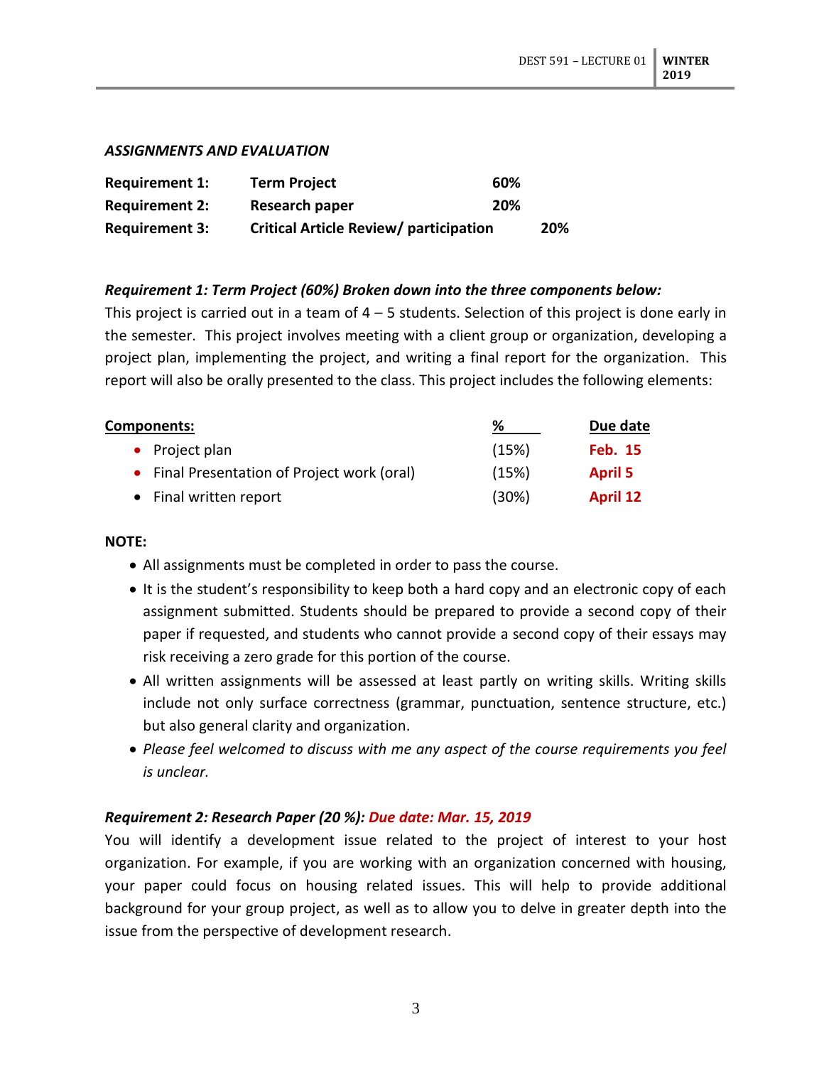***ASSIGNMENTS AND EVALUATION***

| | | |
|---|---|---|
| **Requirement 1:** | **Term Project** | **60%** |
| **Requirement 2:** | **Research paper** | **20%** |
| **Requirement 3:** | **Critical Article Review/ participation** | **20%** |

***Requirement 1: Term Project (60%) Broken down into the three components below:***

This project is carried out in a team of 4 – 5 students. Selection of this project is done early in the semester. This project involves meeting with a client group or organization, developing a project plan, implementing the project, and writing a final report for the organization. This report will also be orally presented to the class. This project includes the following elements:

| **Components:** | **%** | **Due date** |
|---|---|---|
| • Project plan | (15%) | **Feb. 15** |
| • Final Presentation of Project work (oral) | (15%) | **April 5** |
| • Final written report | (30%) | **April 12** |

**NOTE:**

- All assignments must be completed in order to pass the course.
- It is the student's responsibility to keep both a hard copy and an electronic copy of each assignment submitted. Students should be prepared to provide a second copy of their paper if requested, and students who cannot provide a second copy of their essays may risk receiving a zero grade for this portion of the course.
- All written assignments will be assessed at least partly on writing skills. Writing skills include not only surface correctness (grammar, punctuation, sentence structure, etc.) but also general clarity and organization.
- *Please feel welcomed to discuss with me any aspect of the course requirements you feel is unclear.*

***Requirement 2: Research Paper (20 %): Due date: Mar. 15, 2019***

You will identify a development issue related to the project of interest to your host organization. For example, if you are working with an organization concerned with housing, your paper could focus on housing related issues. This will help to provide additional background for your group project, as well as to allow you to delve in greater depth into the issue from the perspective of development research.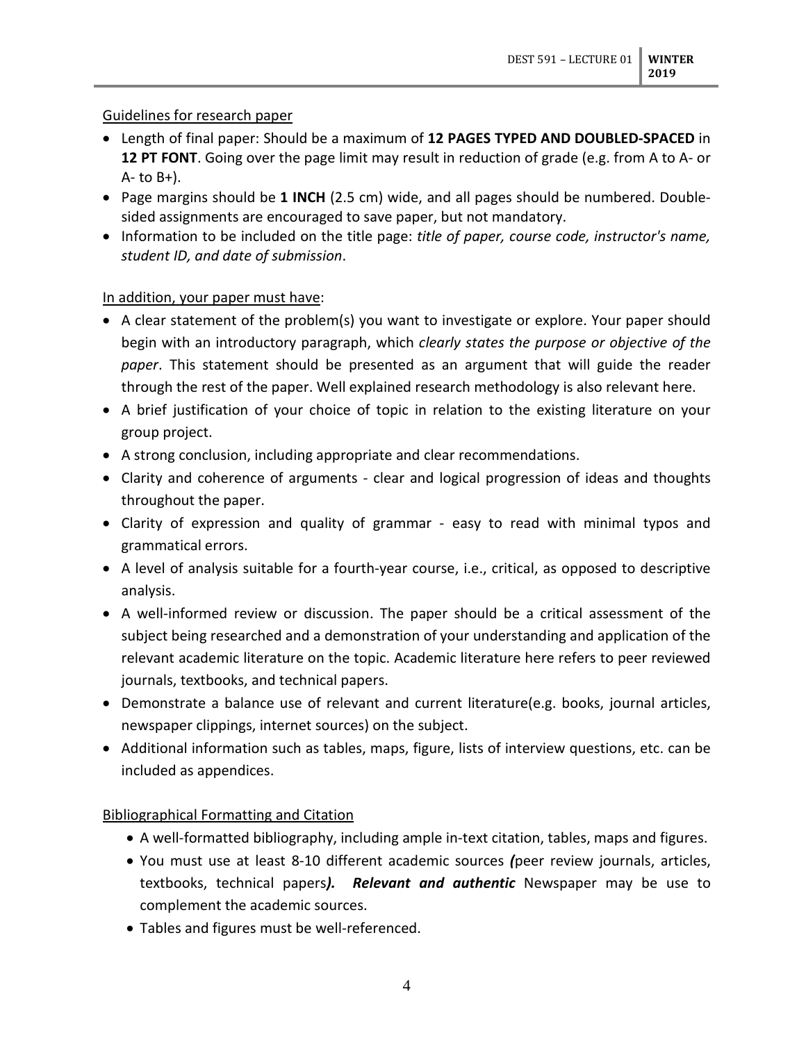Guidelines for research paper

- Length of final paper: Should be a maximum of **12 PAGES TYPED AND DOUBLED-SPACED** in **12 PT FONT**. Going over the page limit may result in reduction of grade (e.g. from A to A- or A- to B+).
- Page margins should be **1 INCH** (2.5 cm) wide, and all pages should be numbered. Double-sided assignments are encouraged to save paper, but not mandatory.
- Information to be included on the title page: *title of paper, course code, instructor's name, student ID, and date of submission*.

In addition, your paper must have:

- A clear statement of the problem(s) you want to investigate or explore. Your paper should begin with an introductory paragraph, which *clearly states the purpose or objective of the paper*. This statement should be presented as an argument that will guide the reader through the rest of the paper. Well explained research methodology is also relevant here.
- A brief justification of your choice of topic in relation to the existing literature on your group project.
- A strong conclusion, including appropriate and clear recommendations.
- Clarity and coherence of arguments - clear and logical progression of ideas and thoughts throughout the paper.
- Clarity of expression and quality of grammar - easy to read with minimal typos and grammatical errors.
- A level of analysis suitable for a fourth-year course, i.e., critical, as opposed to descriptive analysis.
- A well-informed review or discussion. The paper should be a critical assessment of the subject being researched and a demonstration of your understanding and application of the relevant academic literature on the topic. Academic literature here refers to peer reviewed journals, textbooks, and technical papers.
- Demonstrate a balance use of relevant and current literature(e.g. books, journal articles, newspaper clippings, internet sources) on the subject.
- Additional information such as tables, maps, figure, lists of interview questions, etc. can be included as appendices.

Bibliographical Formatting and Citation

- A well-formatted bibliography, including ample in-text citation, tables, maps and figures.
- You must use at least 8-10 different academic sources ***(***peer review journals, articles, textbooks, technical papers***).*** ***Relevant and authentic*** Newspaper may be use to complement the academic sources.
- Tables and figures must be well-referenced.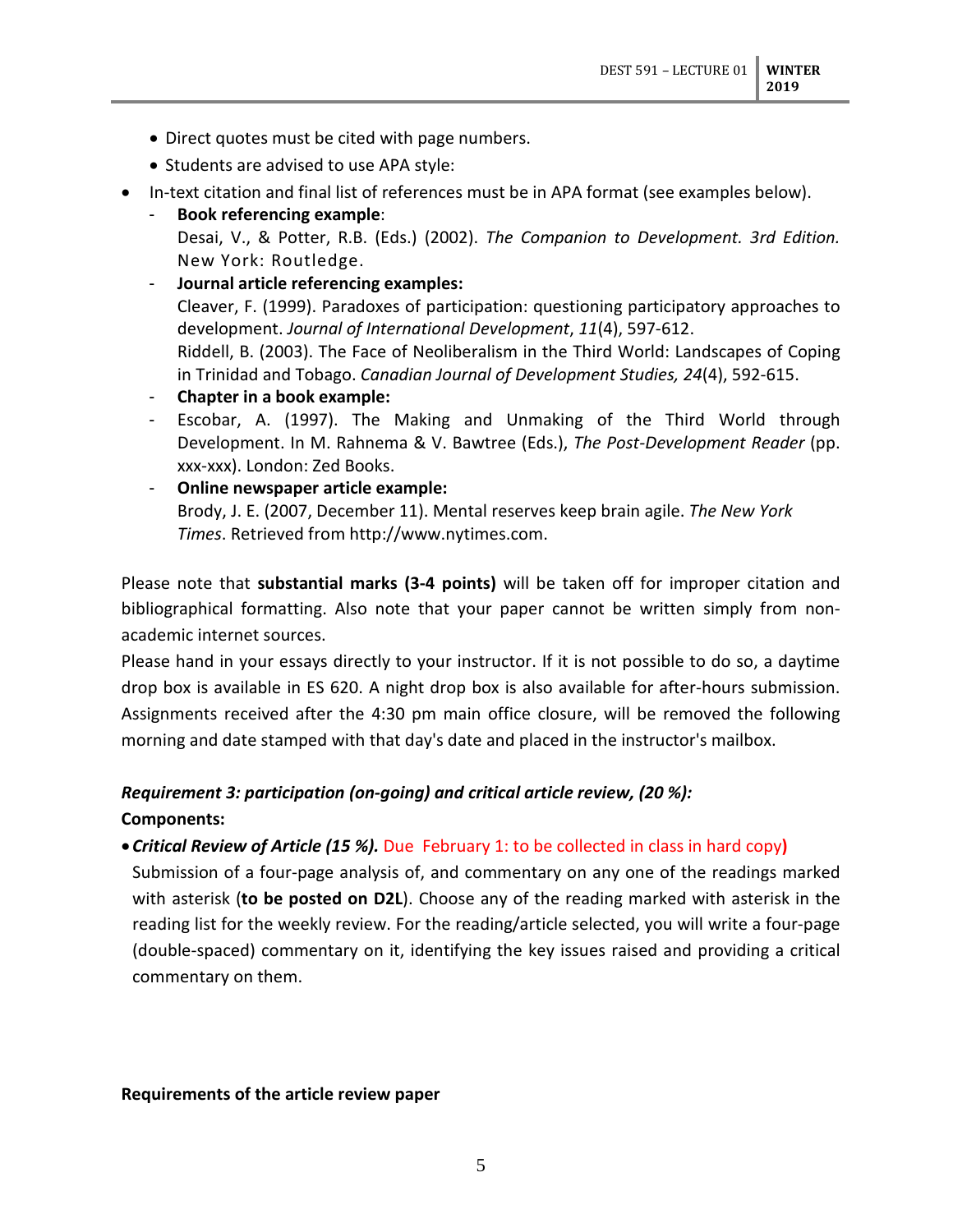- Direct quotes must be cited with page numbers.
- Students are advised to use APA style:

- In-text citation and final list of references must be in APA format (see examples below).
  - **Book referencing example**:
    Desai, V., & Potter, R.B. (Eds.) (2002). *The Companion to Development. 3rd Edition.* New York: Routledge.
  - **Journal article referencing examples:**
    Cleaver, F. (1999). Paradoxes of participation: questioning participatory approaches to development. *Journal of International Development*, *11*(4), 597-612.
    Riddell, B. (2003). The Face of Neoliberalism in the Third World: Landscapes of Coping in Trinidad and Tobago. *Canadian Journal of Development Studies, 24*(4), 592-615.
  - **Chapter in a book example:**
  - Escobar, A. (1997). The Making and Unmaking of the Third World through Development. In M. Rahnema & V. Bawtree (Eds.), *The Post-Development Reader* (pp. xxx-xxx). London: Zed Books.
  - **Online newspaper article example:**
    Brody, J. E. (2007, December 11). Mental reserves keep brain agile. *The New York Times*. Retrieved from http://www.nytimes.com.

Please note that **substantial marks (3-4 points)** will be taken off for improper citation and bibliographical formatting. Also note that your paper cannot be written simply from non-academic internet sources.

Please hand in your essays directly to your instructor. If it is not possible to do so, a daytime drop box is available in ES 620. A night drop box is also available for after-hours submission. Assignments received after the 4:30 pm main office closure, will be removed the following morning and date stamped with that day's date and placed in the instructor's mailbox.

***Requirement 3: participation (on-going) and critical article review, (20 %):***

**Components:**

- ***Critical Review of Article (15 %).*** Due February 1: to be collected in class in hard copy**)**
  Submission of a four-page analysis of, and commentary on any one of the readings marked with asterisk (**to be posted on D2L**). Choose any of the reading marked with asterisk in the reading list for the weekly review. For the reading/article selected, you will write a four-page (double-spaced) commentary on it, identifying the key issues raised and providing a critical commentary on them.

**Requirements of the article review paper**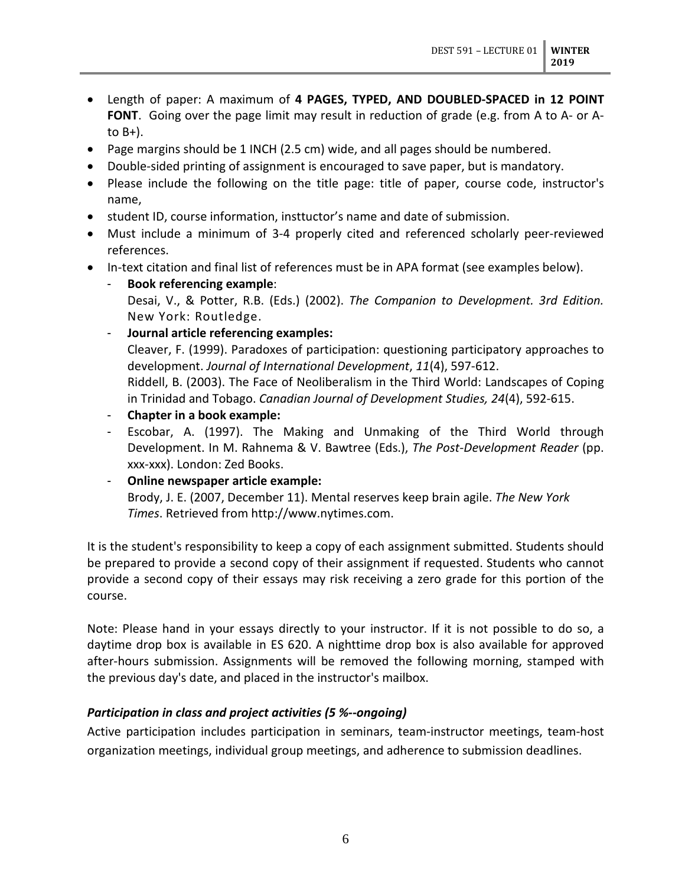- Length of paper: A maximum of **4 PAGES, TYPED, AND DOUBLED-SPACED in 12 POINT FONT**. Going over the page limit may result in reduction of grade (e.g. from A to A- or A- to B+).
- Page margins should be 1 INCH (2.5 cm) wide, and all pages should be numbered.
- Double-sided printing of assignment is encouraged to save paper, but is mandatory.
- Please include the following on the title page: title of paper, course code, instructor's name,
- student ID, course information, insttuctor's name and date of submission.
- Must include a minimum of 3-4 properly cited and referenced scholarly peer-reviewed references.
- In-text citation and final list of references must be in APA format (see examples below).
  - **Book referencing example**:
    Desai, V., & Potter, R.B. (Eds.) (2002). *The Companion to Development. 3rd Edition.* New York: Routledge.
  - **Journal article referencing examples:**
    Cleaver, F. (1999). Paradoxes of participation: questioning participatory approaches to development. *Journal of International Development*, *11*(4), 597-612.
    Riddell, B. (2003). The Face of Neoliberalism in the Third World: Landscapes of Coping in Trinidad and Tobago. *Canadian Journal of Development Studies, 24*(4), 592-615.
  - **Chapter in a book example:**
  - Escobar, A. (1997). The Making and Unmaking of the Third World through Development. In M. Rahnema & V. Bawtree (Eds.), *The Post-Development Reader* (pp. xxx-xxx). London: Zed Books.
  - **Online newspaper article example:**
    Brody, J. E. (2007, December 11). Mental reserves keep brain agile. *The New York Times*. Retrieved from http://www.nytimes.com.

It is the student's responsibility to keep a copy of each assignment submitted. Students should be prepared to provide a second copy of their assignment if requested. Students who cannot provide a second copy of their essays may risk receiving a zero grade for this portion of the course.

Note: Please hand in your essays directly to your instructor. If it is not possible to do so, a daytime drop box is available in ES 620. A nighttime drop box is also available for approved after-hours submission. Assignments will be removed the following morning, stamped with the previous day's date, and placed in the instructor's mailbox.

### *Participation in class and project activities (5 %--ongoing)*

Active participation includes participation in seminars, team-instructor meetings, team-host organization meetings, individual group meetings, and adherence to submission deadlines.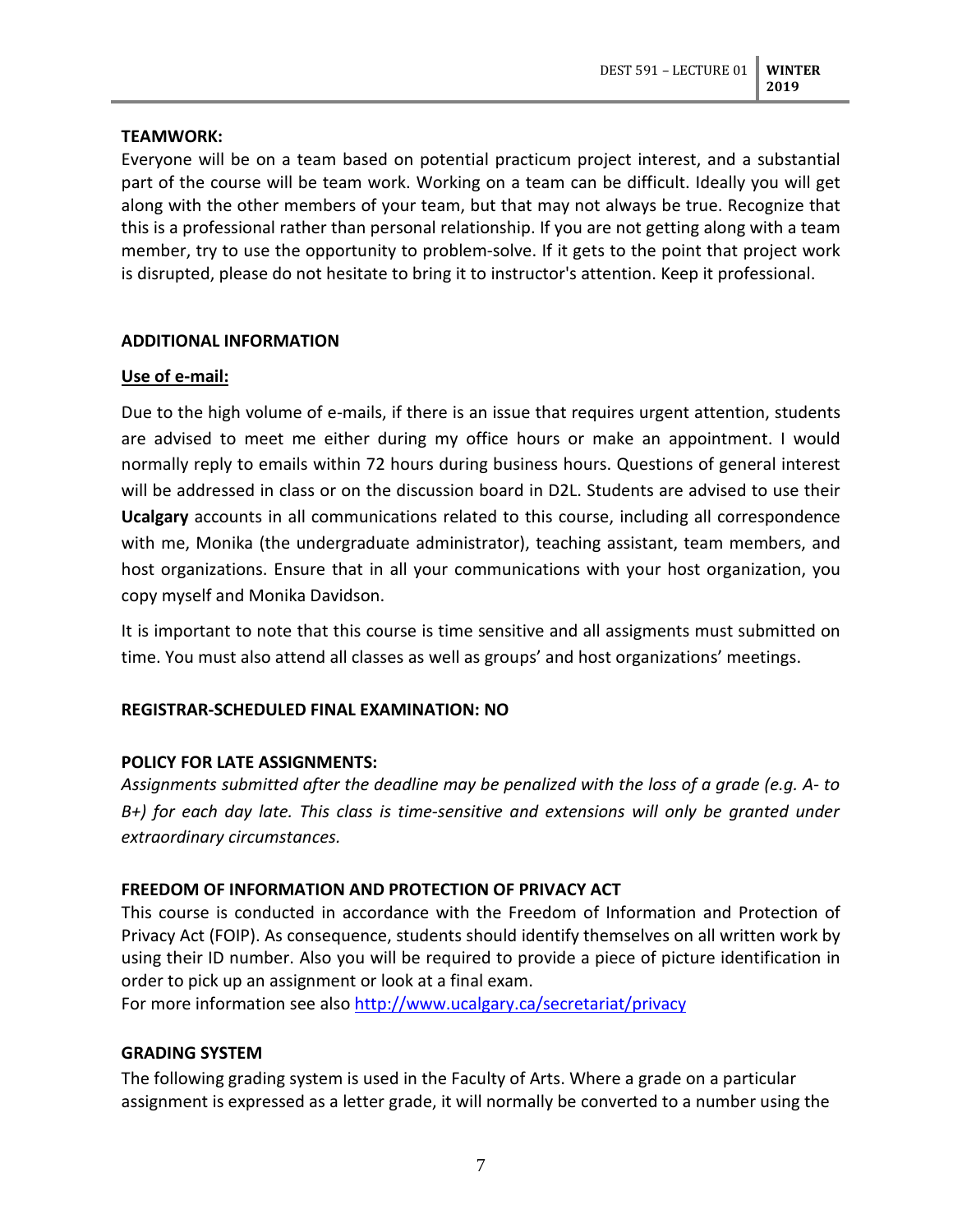**TEAMWORK:**

Everyone will be on a team based on potential practicum project interest, and a substantial part of the course will be team work. Working on a team can be difficult. Ideally you will get along with the other members of your team, but that may not always be true. Recognize that this is a professional rather than personal relationship. If you are not getting along with a team member, try to use the opportunity to problem-solve. If it gets to the point that project work is disrupted, please do not hesitate to bring it to instructor's attention. Keep it professional.

**ADDITIONAL INFORMATION**

**Use of e-mail:**

Due to the high volume of e-mails, if there is an issue that requires urgent attention, students are advised to meet me either during my office hours or make an appointment. I would normally reply to emails within 72 hours during business hours. Questions of general interest will be addressed in class or on the discussion board in D2L. Students are advised to use their **Ucalgary** accounts in all communications related to this course, including all correspondence with me, Monika (the undergraduate administrator), teaching assistant, team members, and host organizations. Ensure that in all your communications with your host organization, you copy myself and Monika Davidson.

It is important to note that this course is time sensitive and all assigments must submitted on time. You must also attend all classes as well as groups' and host organizations' meetings.

**REGISTRAR-SCHEDULED FINAL EXAMINATION: NO**

**POLICY FOR LATE ASSIGNMENTS:**

*Assignments submitted after the deadline may be penalized with the loss of a grade (e.g. A- to B+) for each day late. This class is time-sensitive and extensions will only be granted under extraordinary circumstances.*

**FREEDOM OF INFORMATION AND PROTECTION OF PRIVACY ACT**

This course is conducted in accordance with the Freedom of Information and Protection of Privacy Act (FOIP). As consequence, students should identify themselves on all written work by using their ID number. Also you will be required to provide a piece of picture identification in order to pick up an assignment or look at a final exam.
For more information see also http://www.ucalgary.ca/secretariat/privacy

**GRADING SYSTEM**

The following grading system is used in the Faculty of Arts. Where a grade on a particular assignment is expressed as a letter grade, it will normally be converted to a number using the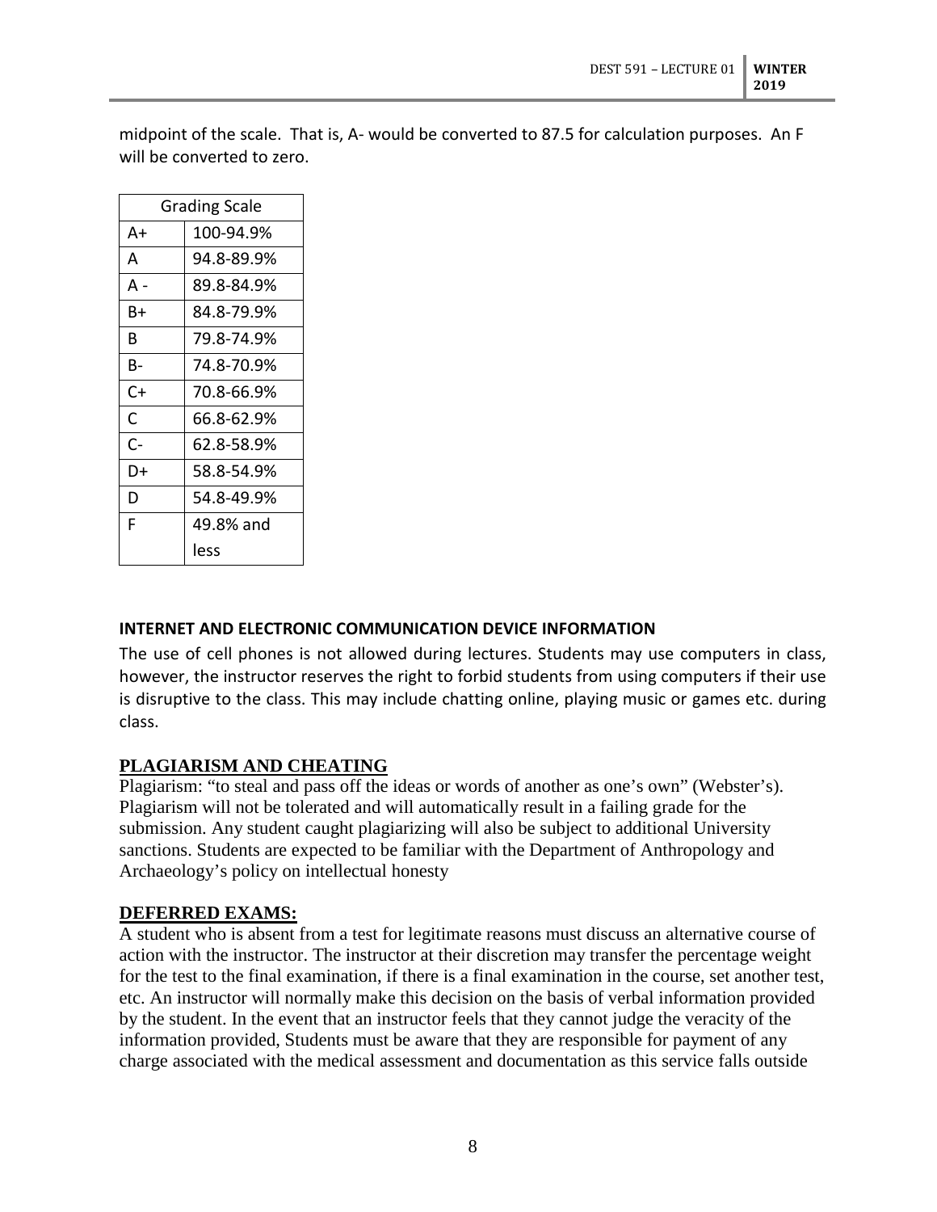midpoint of the scale. That is, A- would be converted to 87.5 for calculation purposes. An F will be converted to zero.

| Grading Scale | |
|---|---|
| A+ | 100-94.9% |
| A | 94.8-89.9% |
| A - | 89.8-84.9% |
| B+ | 84.8-79.9% |
| B | 79.8-74.9% |
| B- | 74.8-70.9% |
| C+ | 70.8-66.9% |
| C | 66.8-62.9% |
| C- | 62.8-58.9% |
| D+ | 58.8-54.9% |
| D | 54.8-49.9% |
| F | 49.8% and less |

### INTERNET AND ELECTRONIC COMMUNICATION DEVICE INFORMATION

The use of cell phones is not allowed during lectures. Students may use computers in class, however, the instructor reserves the right to forbid students from using computers if their use is disruptive to the class. This may include chatting online, playing music or games etc. during class.

### PLAGIARISM AND CHEATING

Plagiarism: "to steal and pass off the ideas or words of another as one's own" (Webster's). Plagiarism will not be tolerated and will automatically result in a failing grade for the submission. Any student caught plagiarizing will also be subject to additional University sanctions. Students are expected to be familiar with the Department of Anthropology and Archaeology's policy on intellectual honesty

### DEFERRED EXAMS:

A student who is absent from a test for legitimate reasons must discuss an alternative course of action with the instructor. The instructor at their discretion may transfer the percentage weight for the test to the final examination, if there is a final examination in the course, set another test, etc. An instructor will normally make this decision on the basis of verbal information provided by the student. In the event that an instructor feels that they cannot judge the veracity of the information provided, Students must be aware that they are responsible for payment of any charge associated with the medical assessment and documentation as this service falls outside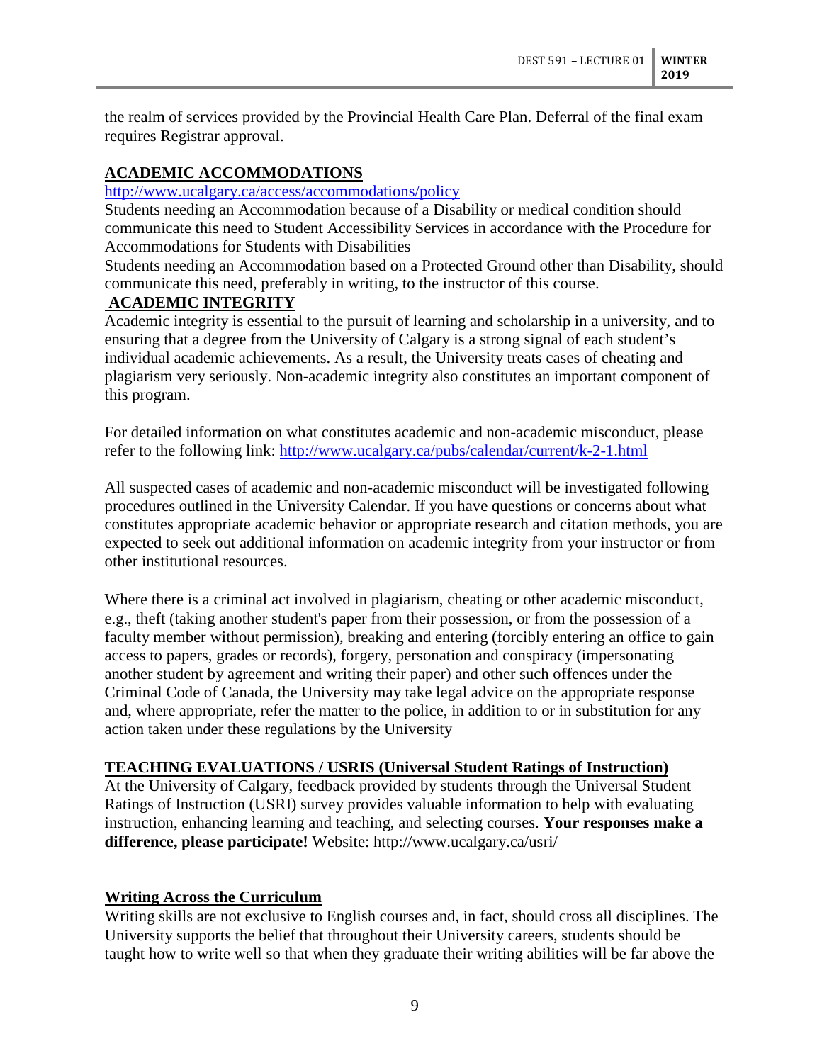the realm of services provided by the Provincial Health Care Plan. Deferral of the final exam requires Registrar approval.

## ACADEMIC ACCOMMODATIONS

http://www.ucalgary.ca/access/accommodations/policy

Students needing an Accommodation because of a Disability or medical condition should communicate this need to Student Accessibility Services in accordance with the Procedure for Accommodations for Students with Disabilities

Students needing an Accommodation based on a Protected Ground other than Disability, should communicate this need, preferably in writing, to the instructor of this course.

## ACADEMIC INTEGRITY

Academic integrity is essential to the pursuit of learning and scholarship in a university, and to ensuring that a degree from the University of Calgary is a strong signal of each student's individual academic achievements. As a result, the University treats cases of cheating and plagiarism very seriously. Non-academic integrity also constitutes an important component of this program.

For detailed information on what constitutes academic and non-academic misconduct, please refer to the following link: http://www.ucalgary.ca/pubs/calendar/current/k-2-1.html

All suspected cases of academic and non-academic misconduct will be investigated following procedures outlined in the University Calendar. If you have questions or concerns about what constitutes appropriate academic behavior or appropriate research and citation methods, you are expected to seek out additional information on academic integrity from your instructor or from other institutional resources.

Where there is a criminal act involved in plagiarism, cheating or other academic misconduct, e.g., theft (taking another student's paper from their possession, or from the possession of a faculty member without permission), breaking and entering (forcibly entering an office to gain access to papers, grades or records), forgery, personation and conspiracy (impersonating another student by agreement and writing their paper) and other such offences under the Criminal Code of Canada, the University may take legal advice on the appropriate response and, where appropriate, refer the matter to the police, in addition to or in substitution for any action taken under these regulations by the University

## TEACHING EVALUATIONS / USRIS (Universal Student Ratings of Instruction)

At the University of Calgary, feedback provided by students through the Universal Student Ratings of Instruction (USRI) survey provides valuable information to help with evaluating instruction, enhancing learning and teaching, and selecting courses. **Your responses make a difference, please participate!** Website: http://www.ucalgary.ca/usri/

## Writing Across the Curriculum

Writing skills are not exclusive to English courses and, in fact, should cross all disciplines. The University supports the belief that throughout their University careers, students should be taught how to write well so that when they graduate their writing abilities will be far above the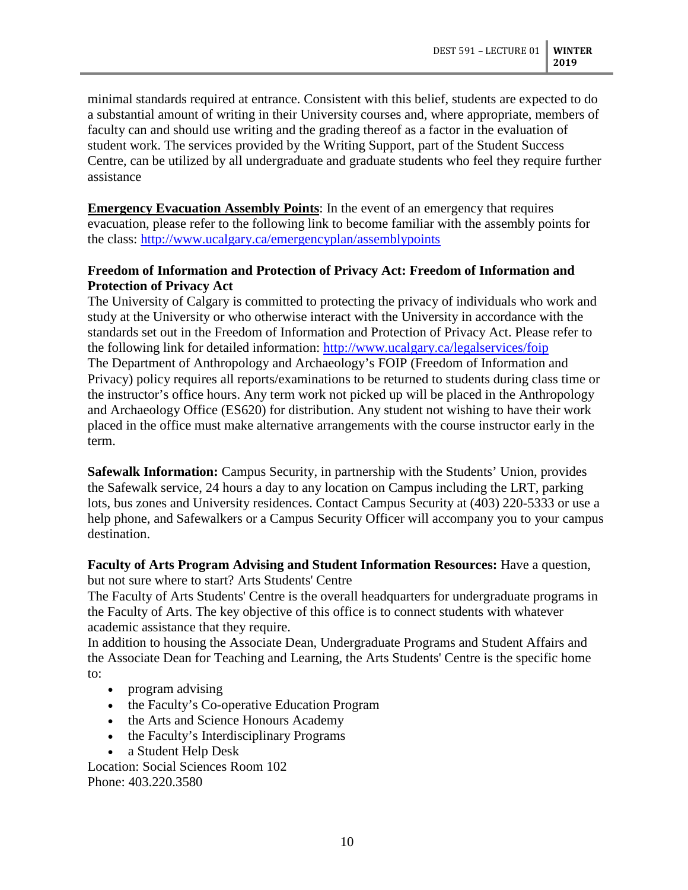minimal standards required at entrance. Consistent with this belief, students are expected to do a substantial amount of writing in their University courses and, where appropriate, members of faculty can and should use writing and the grading thereof as a factor in the evaluation of student work. The services provided by the Writing Support, part of the Student Success Centre, can be utilized by all undergraduate and graduate students who feel they require further assistance

**Emergency Evacuation Assembly Points**: In the event of an emergency that requires evacuation, please refer to the following link to become familiar with the assembly points for the class: http://www.ucalgary.ca/emergencyplan/assemblypoints

**Freedom of Information and Protection of Privacy Act: Freedom of Information and Protection of Privacy Act**
The University of Calgary is committed to protecting the privacy of individuals who work and study at the University or who otherwise interact with the University in accordance with the standards set out in the Freedom of Information and Protection of Privacy Act. Please refer to the following link for detailed information: http://www.ucalgary.ca/legalservices/foip
The Department of Anthropology and Archaeology's FOIP (Freedom of Information and Privacy) policy requires all reports/examinations to be returned to students during class time or the instructor's office hours. Any term work not picked up will be placed in the Anthropology and Archaeology Office (ES620) for distribution. Any student not wishing to have their work placed in the office must make alternative arrangements with the course instructor early in the term.

**Safewalk Information:** Campus Security, in partnership with the Students' Union, provides the Safewalk service, 24 hours a day to any location on Campus including the LRT, parking lots, bus zones and University residences. Contact Campus Security at (403) 220-5333 or use a help phone, and Safewalkers or a Campus Security Officer will accompany you to your campus destination.

**Faculty of Arts Program Advising and Student Information Resources:** Have a question, but not sure where to start? Arts Students' Centre
The Faculty of Arts Students' Centre is the overall headquarters for undergraduate programs in the Faculty of Arts. The key objective of this office is to connect students with whatever academic assistance that they require.
In addition to housing the Associate Dean, Undergraduate Programs and Student Affairs and the Associate Dean for Teaching and Learning, the Arts Students' Centre is the specific home to:

- program advising
- the Faculty's Co-operative Education Program
- the Arts and Science Honours Academy
- the Faculty's Interdisciplinary Programs
- a Student Help Desk

Location: Social Sciences Room 102
Phone: 403.220.3580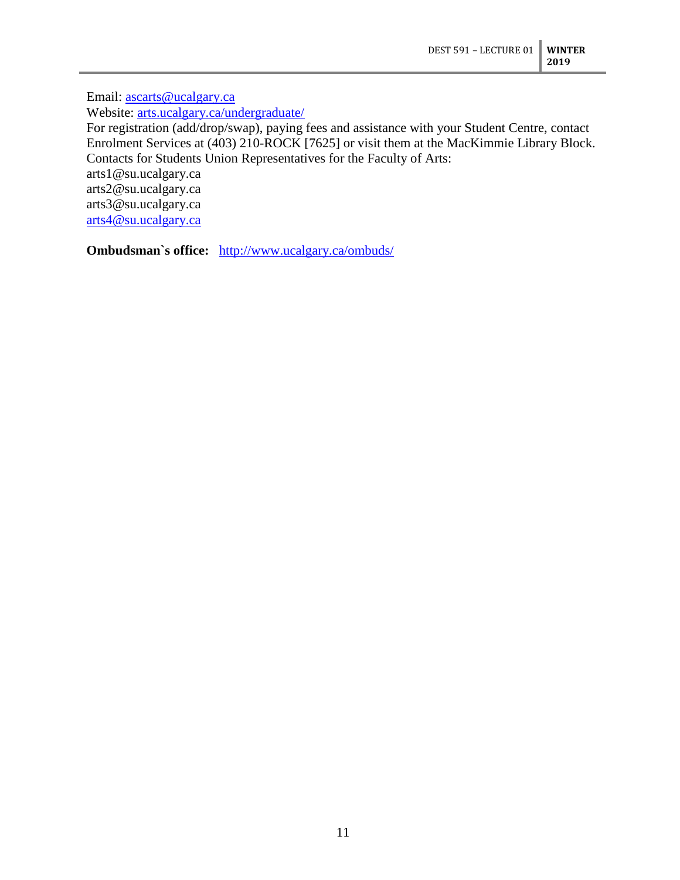Email: ascarts@ucalgary.ca
Website: arts.ucalgary.ca/undergraduate/
For registration (add/drop/swap), paying fees and assistance with your Student Centre, contact Enrolment Services at (403) 210-ROCK [7625] or visit them at the MacKimmie Library Block.
Contacts for Students Union Representatives for the Faculty of Arts:
arts1@su.ucalgary.ca
arts2@su.ucalgary.ca
arts3@su.ucalgary.ca
arts4@su.ucalgary.ca

**Ombudsman`s office:** http://www.ucalgary.ca/ombuds/